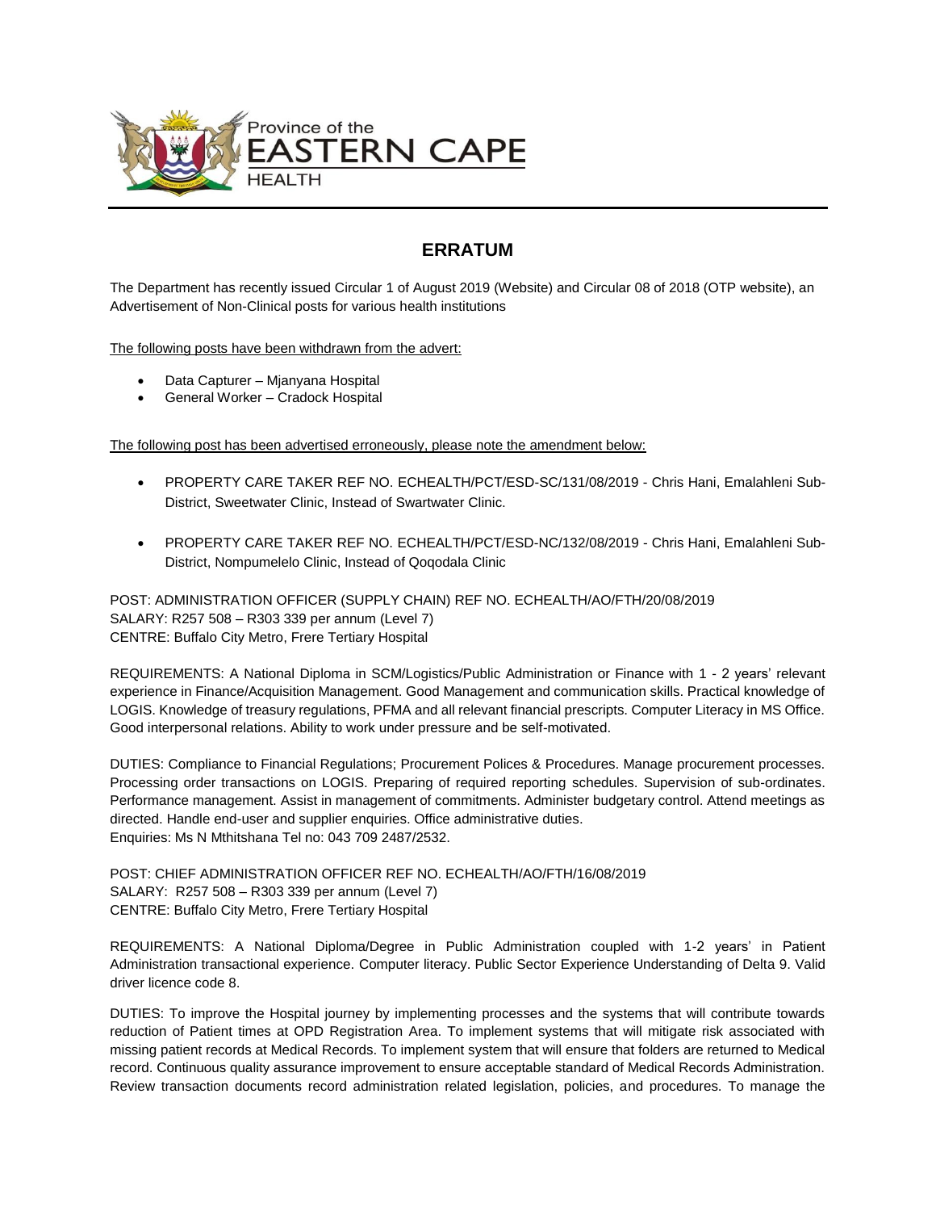Province of the
EASTERN CAPE
HEALTH

# ERRATUM

The Department has recently issued Circular 1 of August 2019 (Website) and Circular 08 of 2018 (OTP website), an Advertisement of Non-Clinical posts for various health institutions

The following posts have been withdrawn from the advert:

- Data Capturer – Mjanyana Hospital
- General Worker – Cradock Hospital

The following post has been advertised erroneously, please note the amendment below:

- PROPERTY CARE TAKER REF NO. ECHEALTH/PCT/ESD-SC/131/08/2019 - Chris Hani, Emalahleni Sub-District, Sweetwater Clinic, Instead of Swartwater Clinic.
- PROPERTY CARE TAKER REF NO. ECHEALTH/PCT/ESD-NC/132/08/2019 - Chris Hani, Emalahleni Sub-District, Nompumelelo Clinic, Instead of Qoqodala Clinic

POST: ADMINISTRATION OFFICER (SUPPLY CHAIN) REF NO. ECHEALTH/AO/FTH/20/08/2019
SALARY: R257 508 – R303 339 per annum (Level 7)
CENTRE: Buffalo City Metro, Frere Tertiary Hospital

REQUIREMENTS: A National Diploma in SCM/Logistics/Public Administration or Finance with 1 - 2 years' relevant experience in Finance/Acquisition Management. Good Management and communication skills. Practical knowledge of LOGIS. Knowledge of treasury regulations, PFMA and all relevant financial prescripts. Computer Literacy in MS Office. Good interpersonal relations. Ability to work under pressure and be self-motivated.

DUTIES: Compliance to Financial Regulations; Procurement Polices & Procedures. Manage procurement processes. Processing order transactions on LOGIS. Preparing of required reporting schedules. Supervision of sub-ordinates. Performance management. Assist in management of commitments. Administer budgetary control. Attend meetings as directed. Handle end-user and supplier enquiries. Office administrative duties.
Enquiries: Ms N Mthitshana Tel no: 043 709 2487/2532.

POST: CHIEF ADMINISTRATION OFFICER REF NO. ECHEALTH/AO/FTH/16/08/2019
SALARY: R257 508 – R303 339 per annum (Level 7)
CENTRE: Buffalo City Metro, Frere Tertiary Hospital

REQUIREMENTS: A National Diploma/Degree in Public Administration coupled with 1-2 years' in Patient Administration transactional experience. Computer literacy. Public Sector Experience Understanding of Delta 9. Valid driver licence code 8.

DUTIES: To improve the Hospital journey by implementing processes and the systems that will contribute towards reduction of Patient times at OPD Registration Area. To implement systems that will mitigate risk associated with missing patient records at Medical Records. To implement system that will ensure that folders are returned to Medical record. Continuous quality assurance improvement to ensure acceptable standard of Medical Records Administration. Review transaction documents record administration related legislation, policies, and procedures. To manage the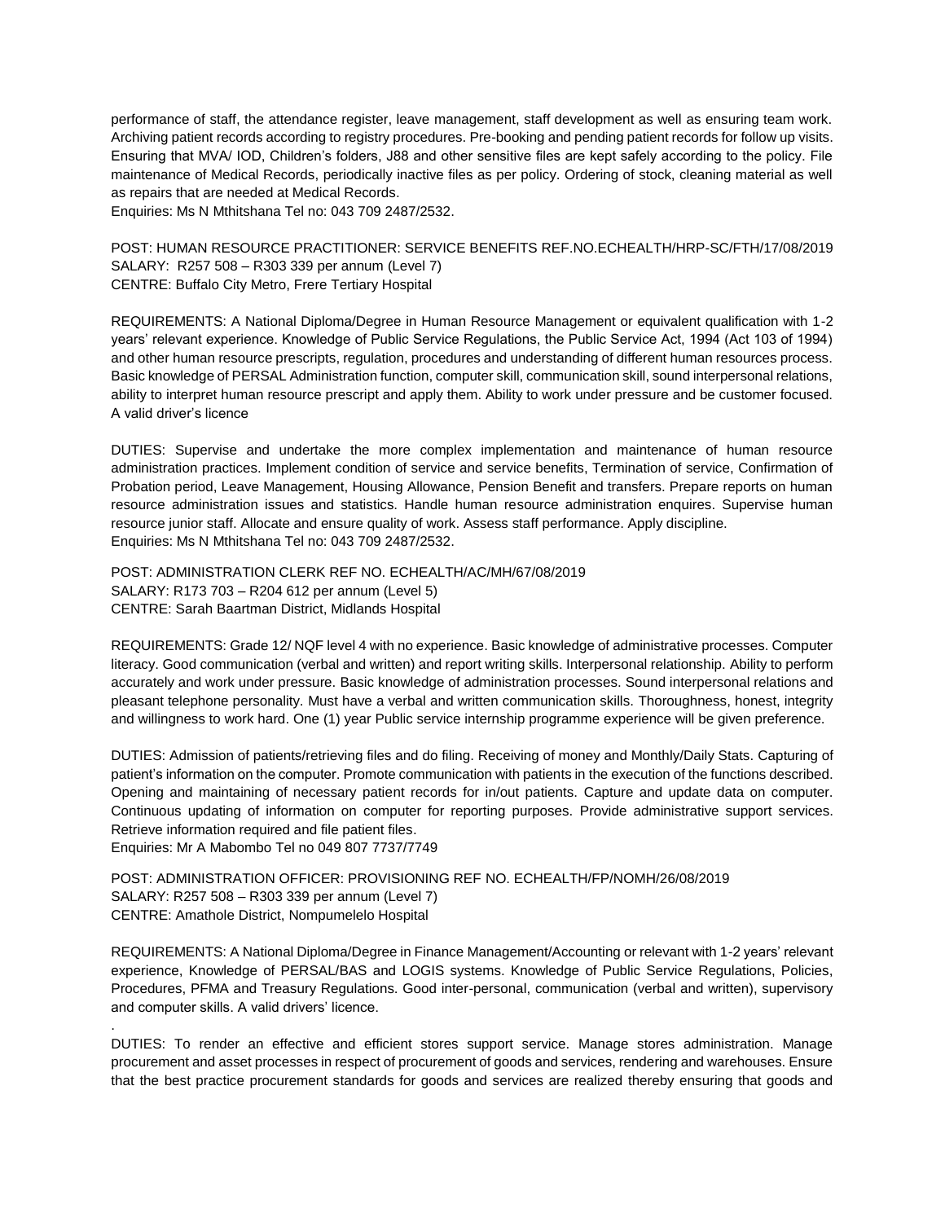performance of staff, the attendance register, leave management, staff development as well as ensuring team work. Archiving patient records according to registry procedures. Pre-booking and pending patient records for follow up visits. Ensuring that MVA/ IOD, Children's folders, J88 and other sensitive files are kept safely according to the policy. File maintenance of Medical Records, periodically inactive files as per policy. Ordering of stock, cleaning material as well as repairs that are needed at Medical Records.
Enquiries: Ms N Mthitshana Tel no: 043 709 2487/2532.

POST: HUMAN RESOURCE PRACTITIONER: SERVICE BENEFITS REF.NO.ECHEALTH/HRP-SC/FTH/17/08/2019
SALARY: R257 508 – R303 339 per annum (Level 7)
CENTRE: Buffalo City Metro, Frere Tertiary Hospital

REQUIREMENTS: A National Diploma/Degree in Human Resource Management or equivalent qualification with 1-2 years' relevant experience. Knowledge of Public Service Regulations, the Public Service Act, 1994 (Act 103 of 1994) and other human resource prescripts, regulation, procedures and understanding of different human resources process. Basic knowledge of PERSAL Administration function, computer skill, communication skill, sound interpersonal relations, ability to interpret human resource prescript and apply them. Ability to work under pressure and be customer focused. A valid driver's licence

DUTIES: Supervise and undertake the more complex implementation and maintenance of human resource administration practices. Implement condition of service and service benefits, Termination of service, Confirmation of Probation period, Leave Management, Housing Allowance, Pension Benefit and transfers. Prepare reports on human resource administration issues and statistics. Handle human resource administration enquires. Supervise human resource junior staff. Allocate and ensure quality of work. Assess staff performance. Apply discipline.
Enquiries: Ms N Mthitshana Tel no: 043 709 2487/2532.

POST: ADMINISTRATION CLERK REF NO. ECHEALTH/AC/MH/67/08/2019
SALARY: R173 703 – R204 612 per annum (Level 5)
CENTRE: Sarah Baartman District, Midlands Hospital

REQUIREMENTS: Grade 12/ NQF level 4 with no experience. Basic knowledge of administrative processes. Computer literacy. Good communication (verbal and written) and report writing skills. Interpersonal relationship. Ability to perform accurately and work under pressure. Basic knowledge of administration processes. Sound interpersonal relations and pleasant telephone personality. Must have a verbal and written communication skills. Thoroughness, honest, integrity and willingness to work hard. One (1) year Public service internship programme experience will be given preference.

DUTIES: Admission of patients/retrieving files and do filing. Receiving of money and Monthly/Daily Stats. Capturing of patient's information on the computer. Promote communication with patients in the execution of the functions described. Opening and maintaining of necessary patient records for in/out patients. Capture and update data on computer. Continuous updating of information on computer for reporting purposes. Provide administrative support services. Retrieve information required and file patient files.
Enquiries: Mr A Mabombo Tel no 049 807 7737/7749

POST: ADMINISTRATION OFFICER: PROVISIONING REF NO. ECHEALTH/FP/NOMH/26/08/2019
SALARY: R257 508 – R303 339 per annum (Level 7)
CENTRE: Amathole District, Nompumelelo Hospital

REQUIREMENTS: A National Diploma/Degree in Finance Management/Accounting or relevant with 1-2 years' relevant experience, Knowledge of PERSAL/BAS and LOGIS systems. Knowledge of Public Service Regulations, Policies, Procedures, PFMA and Treasury Regulations. Good inter-personal, communication (verbal and written), supervisory and computer skills. A valid drivers' licence.

DUTIES: To render an effective and efficient stores support service. Manage stores administration. Manage procurement and asset processes in respect of procurement of goods and services, rendering and warehouses. Ensure that the best practice procurement standards for goods and services are realized thereby ensuring that goods and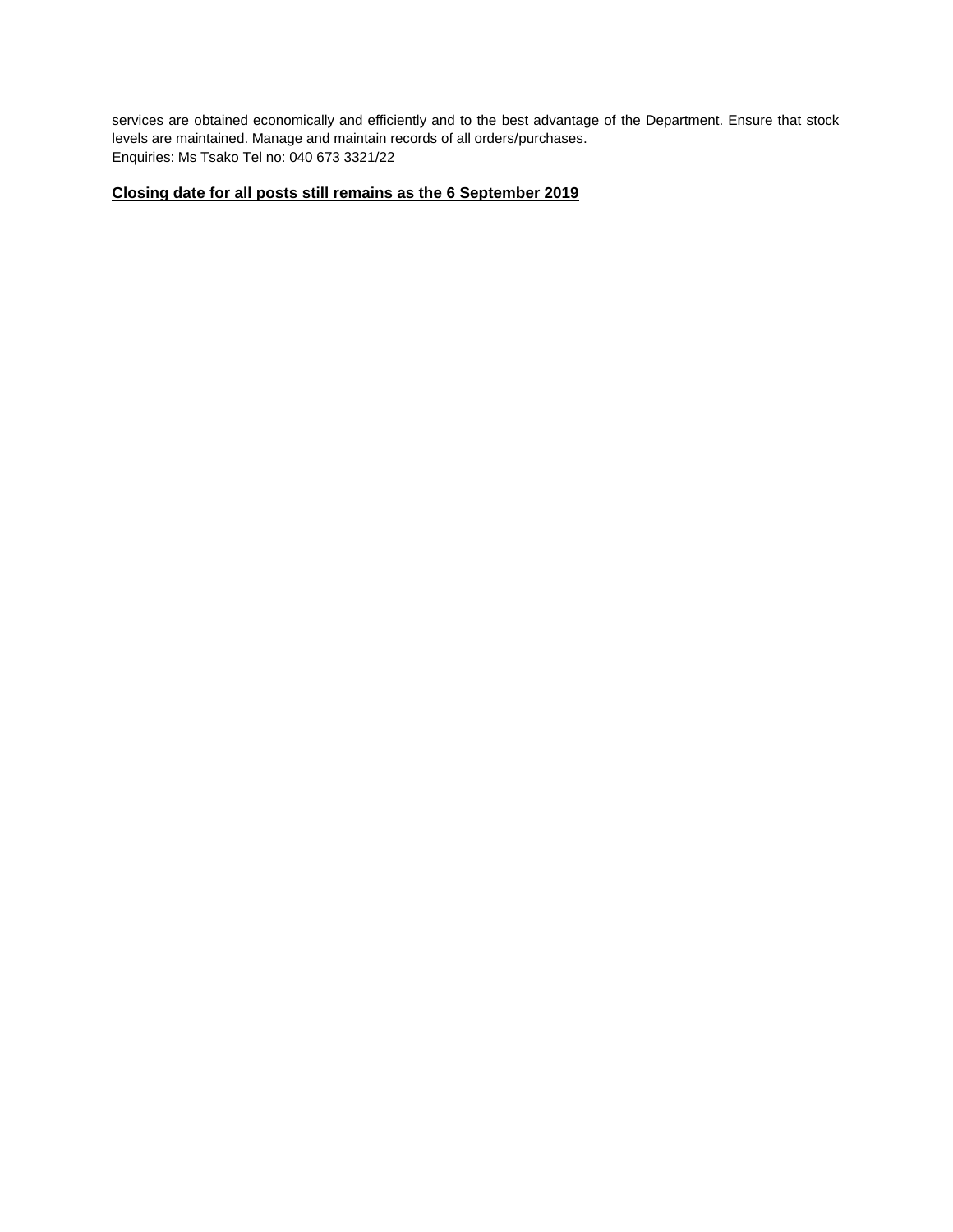services are obtained economically and efficiently and to the best advantage of the Department. Ensure that stock levels are maintained. Manage and maintain records of all orders/purchases.
Enquiries: Ms Tsako Tel no: 040 673 3321/22

**Closing date for all posts still remains as the 6 September 2019**